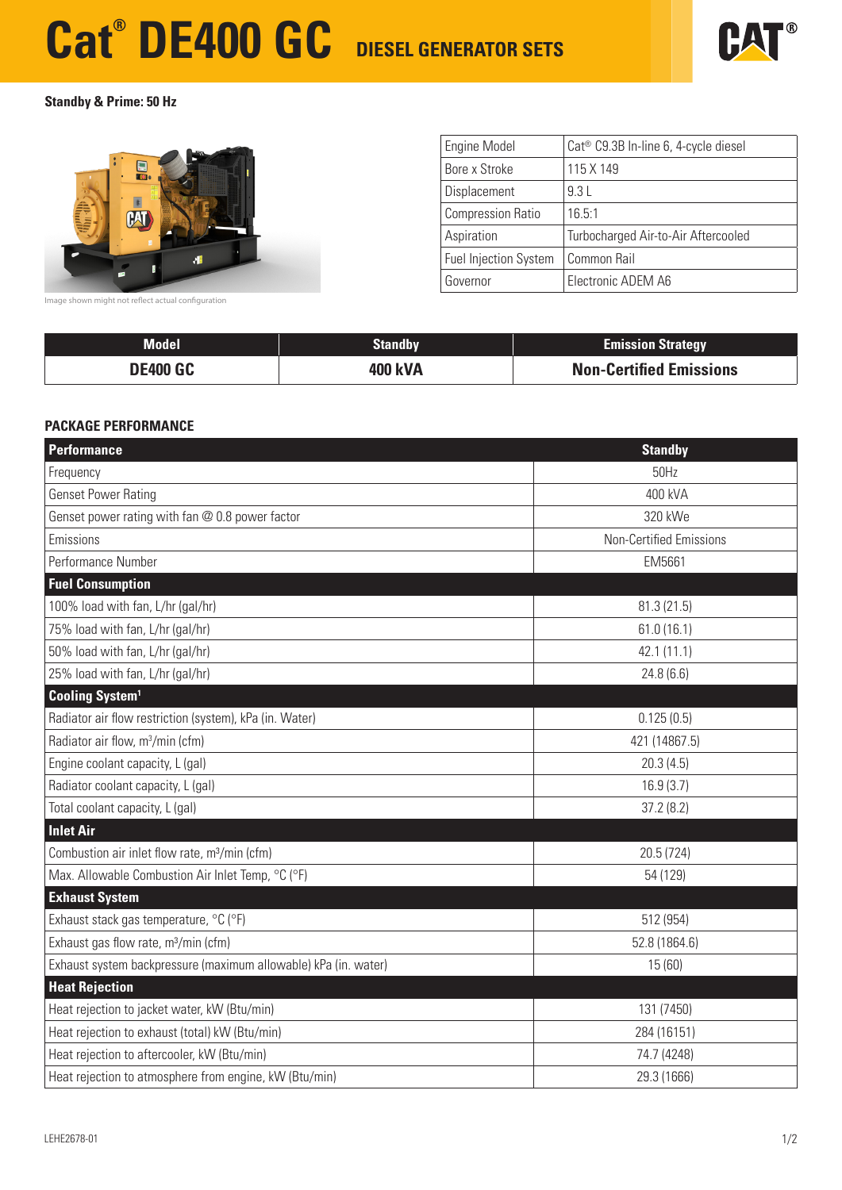# Cat® DE400 GC DIESEL GENERATOR SETS

**Standby & Prime: 50 Hz**

Image shown might not reflect actual configuration

| Engine Model | Cat® C9.3B In-line 6, 4-cycle diesel |
|---|---|
| Bore x Stroke | 115 X 149 |
| Displacement | 9.3 L |
| Compression Ratio | 16.5:1 |
| Aspiration | Turbocharged Air-to-Air Aftercooled |
| Fuel Injection System | Common Rail |
| Governor | Electronic ADEM A6 |

| Model | Standby | Emission Strategy |
|---|---|---|
| **DE400 GC** | **400 kVA** | **Non-Certified Emissions** |

## PACKAGE PERFORMANCE

| Performance | Standby |
|---|---|
| Frequency | 50Hz |
| Genset Power Rating | 400 kVA |
| Genset power rating with fan @ 0.8 power factor | 320 kWe |
| Emissions | Non-Certified Emissions |
| Performance Number | EM5661 |
| **Fuel Consumption** | |
| 100% load with fan, L/hr (gal/hr) | 81.3 (21.5) |
| 75% load with fan, L/hr (gal/hr) | 61.0 (16.1) |
| 50% load with fan, L/hr (gal/hr) | 42.1 (11.1) |
| 25% load with fan, L/hr (gal/hr) | 24.8 (6.6) |
| **Cooling System[1]** | |
| Radiator air flow restriction (system), kPa (in. Water) | 0.125 (0.5) |
| Radiator air flow, m³/min (cfm) | 421 (14867.5) |
| Engine coolant capacity, L (gal) | 20.3 (4.5) |
| Radiator coolant capacity, L (gal) | 16.9 (3.7) |
| Total coolant capacity, L (gal) | 37.2 (8.2) |
| **Inlet Air** | |
| Combustion air inlet flow rate, m³/min (cfm) | 20.5 (724) |
| Max. Allowable Combustion Air Inlet Temp, °C (°F) | 54 (129) |
| **Exhaust System** | |
| Exhaust stack gas temperature, °C (°F) | 512 (954) |
| Exhaust gas flow rate, m³/min (cfm) | 52.8 (1864.6) |
| Exhaust system backpressure (maximum allowable) kPa (in. water) | 15 (60) |
| **Heat Rejection** | |
| Heat rejection to jacket water, kW (Btu/min) | 131 (7450) |
| Heat rejection to exhaust (total) kW (Btu/min) | 284 (16151) |
| Heat rejection to aftercooler, kW (Btu/min) | 74.7 (4248) |
| Heat rejection to atmosphere from engine, kW (Btu/min) | 29.3 (1666) |

LEHE2678-01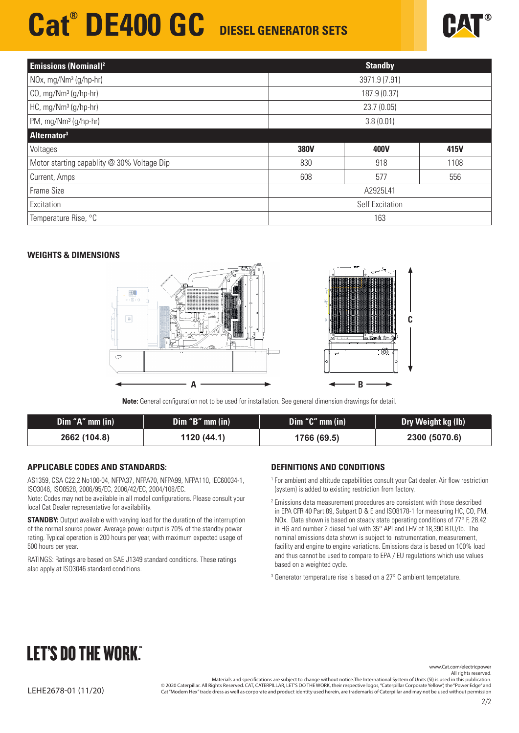# Cat® DE400 GC DIESEL GENERATOR SETS

| Emissions (Nominal)[2] | Standby | | |
|---|---|---|---|
| NOx, mg/Nm³ (g/hp-hr) | 3971.9 (7.91) | | |
| CO, mg/Nm³ (g/hp-hr) | 187.9 (0.37) | | |
| HC, mg/Nm³ (g/hp-hr) | 23.7 (0.05) | | |
| PM, mg/Nm³ (g/hp-hr) | 3.8 (0.01) | | |
| **Alternator[3]** | | | |
| Voltages | **380V** | **400V** | **415V** |
| Motor starting capablity @ 30% Voltage Dip | 830 | 918 | 1108 |
| Current, Amps | 608 | 577 | 556 |
| Frame Size | A2925L41 | | |
| Excitation | Self Excitation | | |
| Temperature Rise, °C | 163 | | |

## WEIGHTS & DIMENSIONS

A

B

C

**Note:** General configuration not to be used for installation. See general dimension drawings for detail.

| Dim "A" mm (in) | Dim "B" mm (in) | Dim "C" mm (in) | Dry Weight kg (lb) |
|---|---|---|---|
| **2662 (104.8)** | **1120 (44.1)** | **1766 (69.5)** | **2300 (5070.6)** |

## APPLICABLE CODES AND STANDARDS:

AS1359, CSA C22.2 No100-04, NFPA37, NFPA70, NFPA99, NFPA110, IEC60034-1, ISO3046, ISO8528, 2006/95/EC, 2006/42/EC, 2004/108/EC.

Note: Codes may not be available in all model configurations. Please consult your local Cat Dealer representative for availability.

**STANDBY:** Output available with varying load for the duration of the interruption of the normal source power. Average power output is 70% of the standby power rating. Typical operation is 200 hours per year, with maximum expected usage of 500 hours per year.

RATINGS: Ratings are based on SAE J1349 standard conditions. These ratings also apply at ISO3046 standard conditions.

## DEFINITIONS AND CONDITIONS

[1] For ambient and altitude capabilities consult your Cat dealer. Air flow restriction (system) is added to existing restriction from factory.

[2] Emissions data measurement procedures are consistent with those described in EPA CFR 40 Part 89, Subpart D & E and ISO8178-1 for measuring HC, CO, PM, NOx. Data shown is based on steady state operating conditions of 77° F, 28.42 in HG and number 2 diesel fuel with 35° API and LHV of 18,390 BTU/lb. The nominal emissions data shown is subject to instrumentation, measurement, facility and engine to engine variations. Emissions data is based on 100% load and thus cannot be used to compare to EPA / EU regulations which use values based on a weighted cycle.

[3] Generator temperature rise is based on a 27° C ambient tempetature.

LET'S DO THE WORK.™

LEHE2678-01 (11/20)

www.Cat.com/electricpower
All rights reserved.
Materials and specifications are subject to change without notice.The International System of Units (SI) is used in this publication.
© 2020 Caterpillar. All Rights Reserved. CAT, CATERPILLAR, LET'S DO THE WORK, their respective logos, "Caterpillar Corporate Yellow", the "Power Edge" and Cat "Modern Hex" trade dress as well as corporate and product identity used herein, are trademarks of Caterpillar and may not be used without permission